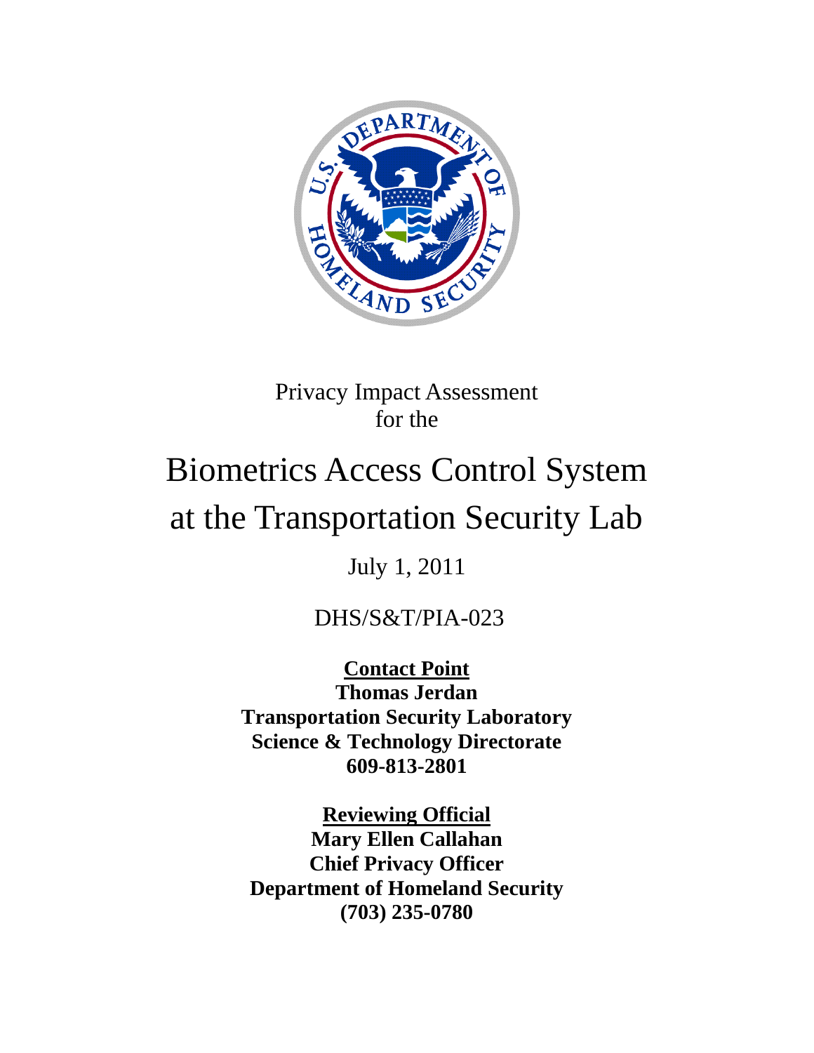Privacy Impact Assessment
for the

# Biometrics Access Control System at the Transportation Security Lab

July 1, 2011

DHS/S&T/PIA-023

**Contact Point**
**Thomas Jerdan**
**Transportation Security Laboratory**
**Science & Technology Directorate**
**609-813-2801**

**Reviewing Official**
**Mary Ellen Callahan**
**Chief Privacy Officer**
**Department of Homeland Security**
**(703) 235-0780**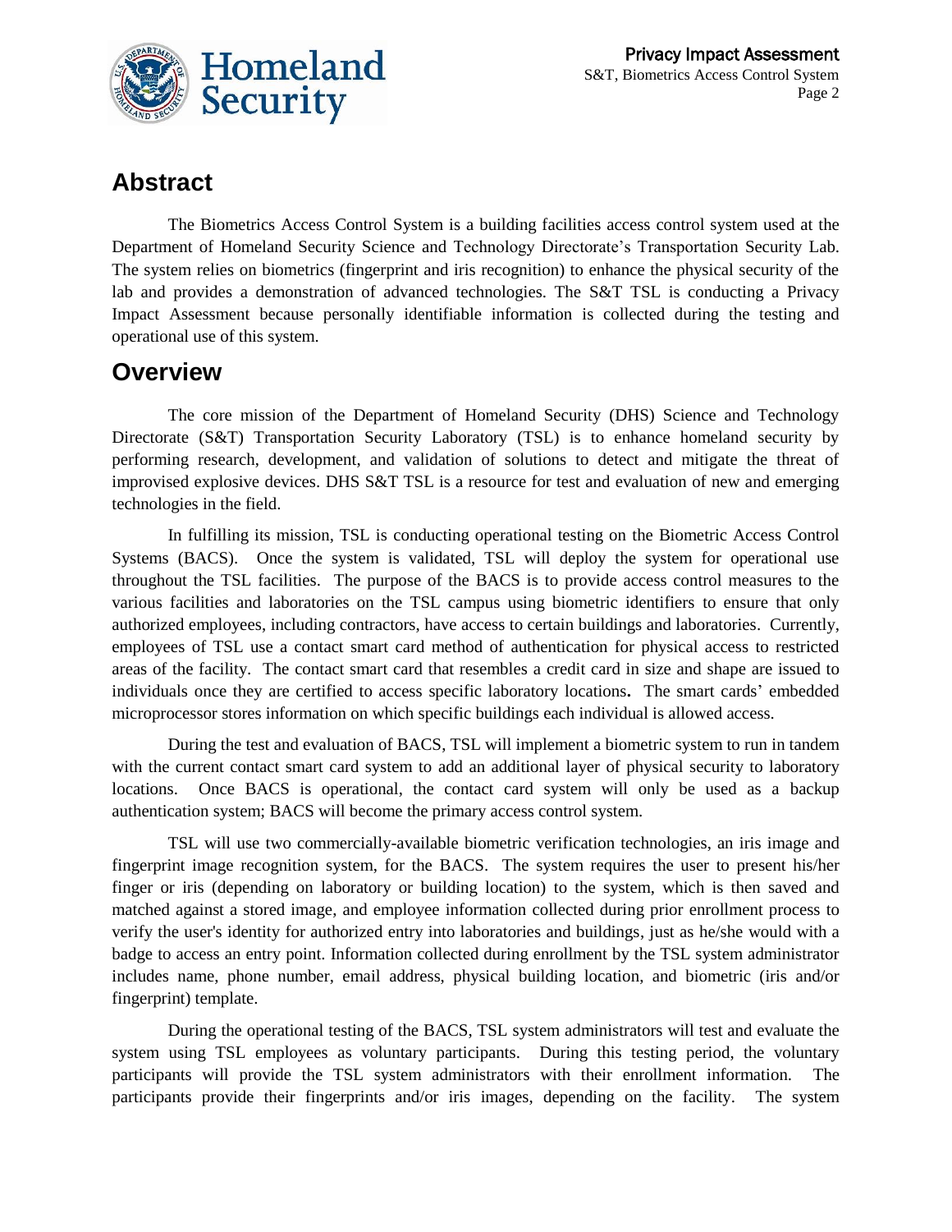## Abstract

The Biometrics Access Control System is a building facilities access control system used at the Department of Homeland Security Science and Technology Directorate's Transportation Security Lab. The system relies on biometrics (fingerprint and iris recognition) to enhance the physical security of the lab and provides a demonstration of advanced technologies. The S&T TSL is conducting a Privacy Impact Assessment because personally identifiable information is collected during the testing and operational use of this system.

## Overview

The core mission of the Department of Homeland Security (DHS) Science and Technology Directorate (S&T) Transportation Security Laboratory (TSL) is to enhance homeland security by performing research, development, and validation of solutions to detect and mitigate the threat of improvised explosive devices. DHS S&T TSL is a resource for test and evaluation of new and emerging technologies in the field.

In fulfilling its mission, TSL is conducting operational testing on the Biometric Access Control Systems (BACS). Once the system is validated, TSL will deploy the system for operational use throughout the TSL facilities. The purpose of the BACS is to provide access control measures to the various facilities and laboratories on the TSL campus using biometric identifiers to ensure that only authorized employees, including contractors, have access to certain buildings and laboratories. Currently, employees of TSL use a contact smart card method of authentication for physical access to restricted areas of the facility. The contact smart card that resembles a credit card in size and shape are issued to individuals once they are certified to access specific laboratory locations**.** The smart cards' embedded microprocessor stores information on which specific buildings each individual is allowed access.

During the test and evaluation of BACS, TSL will implement a biometric system to run in tandem with the current contact smart card system to add an additional layer of physical security to laboratory locations. Once BACS is operational, the contact card system will only be used as a backup authentication system; BACS will become the primary access control system.

TSL will use two commercially-available biometric verification technologies, an iris image and fingerprint image recognition system, for the BACS. The system requires the user to present his/her finger or iris (depending on laboratory or building location) to the system, which is then saved and matched against a stored image, and employee information collected during prior enrollment process to verify the user's identity for authorized entry into laboratories and buildings, just as he/she would with a badge to access an entry point. Information collected during enrollment by the TSL system administrator includes name, phone number, email address, physical building location, and biometric (iris and/or fingerprint) template.

During the operational testing of the BACS, TSL system administrators will test and evaluate the system using TSL employees as voluntary participants. During this testing period, the voluntary participants will provide the TSL system administrators with their enrollment information. The participants provide their fingerprints and/or iris images, depending on the facility. The system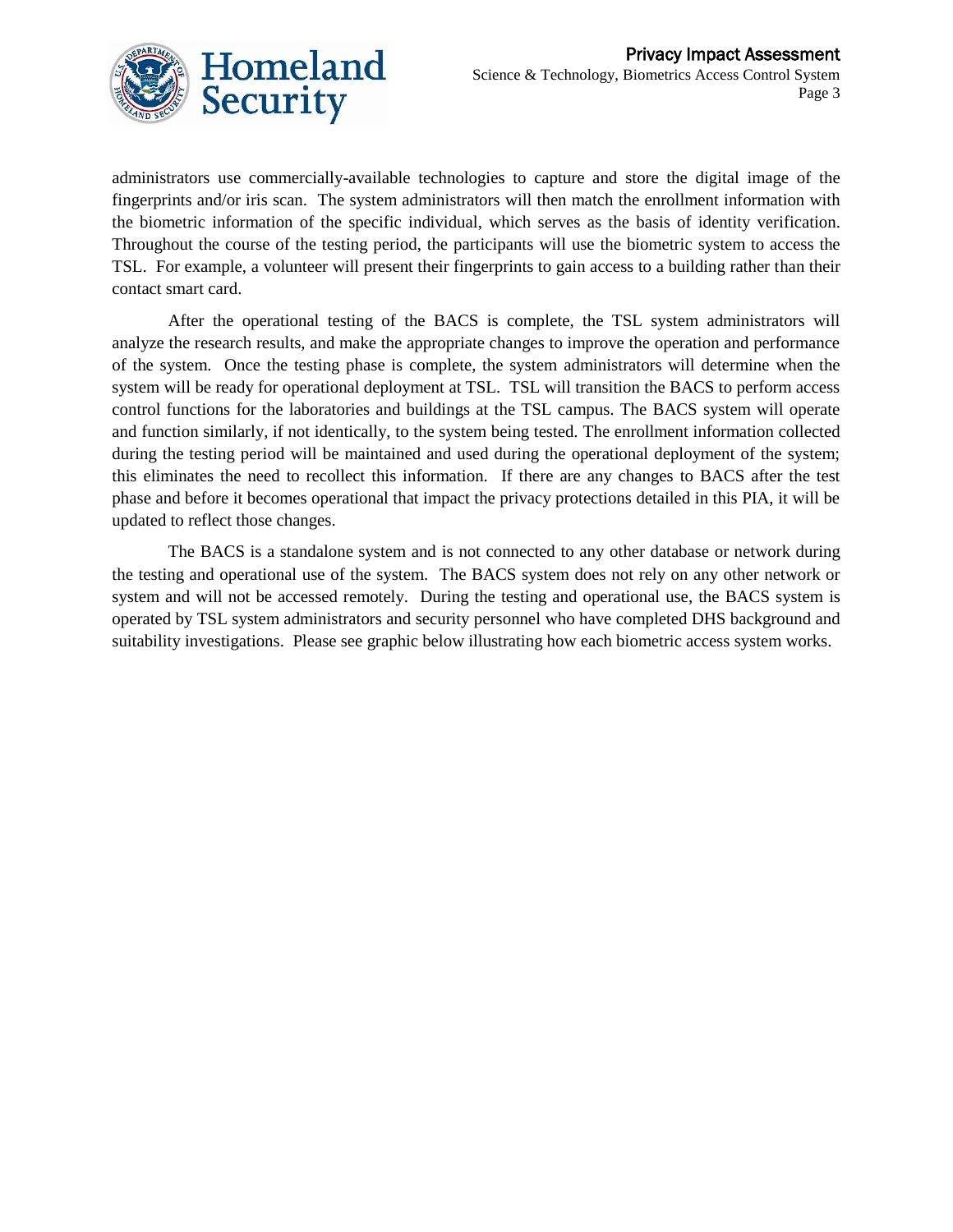administrators use commercially-available technologies to capture and store the digital image of the fingerprints and/or iris scan. The system administrators will then match the enrollment information with the biometric information of the specific individual, which serves as the basis of identity verification. Throughout the course of the testing period, the participants will use the biometric system to access the TSL. For example, a volunteer will present their fingerprints to gain access to a building rather than their contact smart card.

After the operational testing of the BACS is complete, the TSL system administrators will analyze the research results, and make the appropriate changes to improve the operation and performance of the system. Once the testing phase is complete, the system administrators will determine when the system will be ready for operational deployment at TSL. TSL will transition the BACS to perform access control functions for the laboratories and buildings at the TSL campus. The BACS system will operate and function similarly, if not identically, to the system being tested. The enrollment information collected during the testing period will be maintained and used during the operational deployment of the system; this eliminates the need to recollect this information. If there are any changes to BACS after the test phase and before it becomes operational that impact the privacy protections detailed in this PIA, it will be updated to reflect those changes.

The BACS is a standalone system and is not connected to any other database or network during the testing and operational use of the system. The BACS system does not rely on any other network or system and will not be accessed remotely. During the testing and operational use, the BACS system is operated by TSL system administrators and security personnel who have completed DHS background and suitability investigations. Please see graphic below illustrating how each biometric access system works.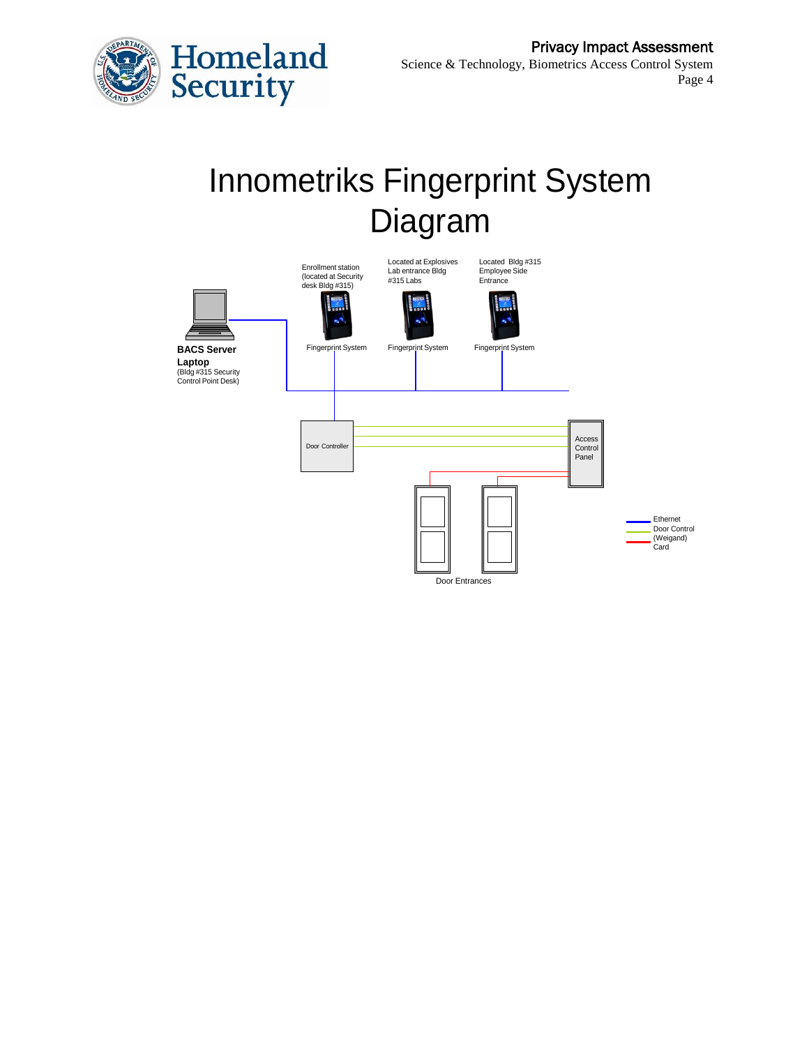# Innometriks Fingerprint System Diagram

Enrollment station (located at Security desk Bldg #315)

Located at Explosives Lab entrance Bldg #315 Labs

Located Bldg #315 Employee Side Entrance

Fingerprint System

Fingerprint System

Fingerprint System

**BACS Server Laptop**
(Bldg #315 Security Control Point Desk)

Door Controller

Access Control Panel

Door Entrances

Ethernet
Door Control
(Weigand)
Card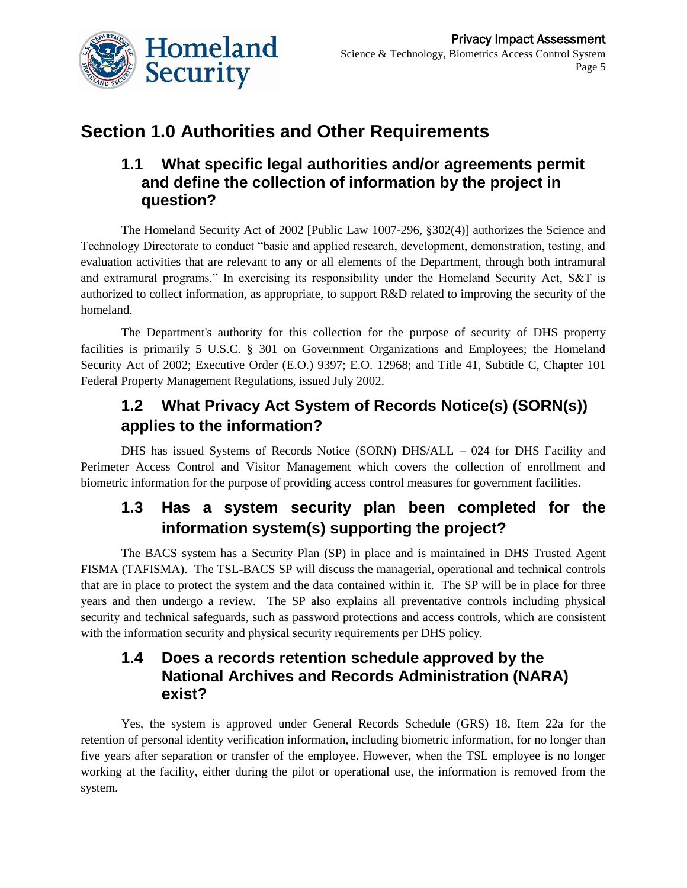## Section 1.0 Authorities and Other Requirements

### 1.1 What specific legal authorities and/or agreements permit and define the collection of information by the project in question?

The Homeland Security Act of 2002 [Public Law 1007-296, §302(4)] authorizes the Science and Technology Directorate to conduct "basic and applied research, development, demonstration, testing, and evaluation activities that are relevant to any or all elements of the Department, through both intramural and extramural programs." In exercising its responsibility under the Homeland Security Act, S&T is authorized to collect information, as appropriate, to support R&D related to improving the security of the homeland.

The Department's authority for this collection for the purpose of security of DHS property facilities is primarily 5 U.S.C. § 301 on Government Organizations and Employees; the Homeland Security Act of 2002; Executive Order (E.O.) 9397; E.O. 12968; and Title 41, Subtitle C, Chapter 101 Federal Property Management Regulations, issued July 2002.

### 1.2 What Privacy Act System of Records Notice(s) (SORN(s)) applies to the information?

DHS has issued Systems of Records Notice (SORN) DHS/ALL – 024 for DHS Facility and Perimeter Access Control and Visitor Management which covers the collection of enrollment and biometric information for the purpose of providing access control measures for government facilities.

### 1.3 Has a system security plan been completed for the information system(s) supporting the project?

The BACS system has a Security Plan (SP) in place and is maintained in DHS Trusted Agent FISMA (TAFISMA). The TSL-BACS SP will discuss the managerial, operational and technical controls that are in place to protect the system and the data contained within it. The SP will be in place for three years and then undergo a review. The SP also explains all preventative controls including physical security and technical safeguards, such as password protections and access controls, which are consistent with the information security and physical security requirements per DHS policy.

### 1.4 Does a records retention schedule approved by the National Archives and Records Administration (NARA) exist?

Yes, the system is approved under General Records Schedule (GRS) 18, Item 22a for the retention of personal identity verification information, including biometric information, for no longer than five years after separation or transfer of the employee. However, when the TSL employee is no longer working at the facility, either during the pilot or operational use, the information is removed from the system.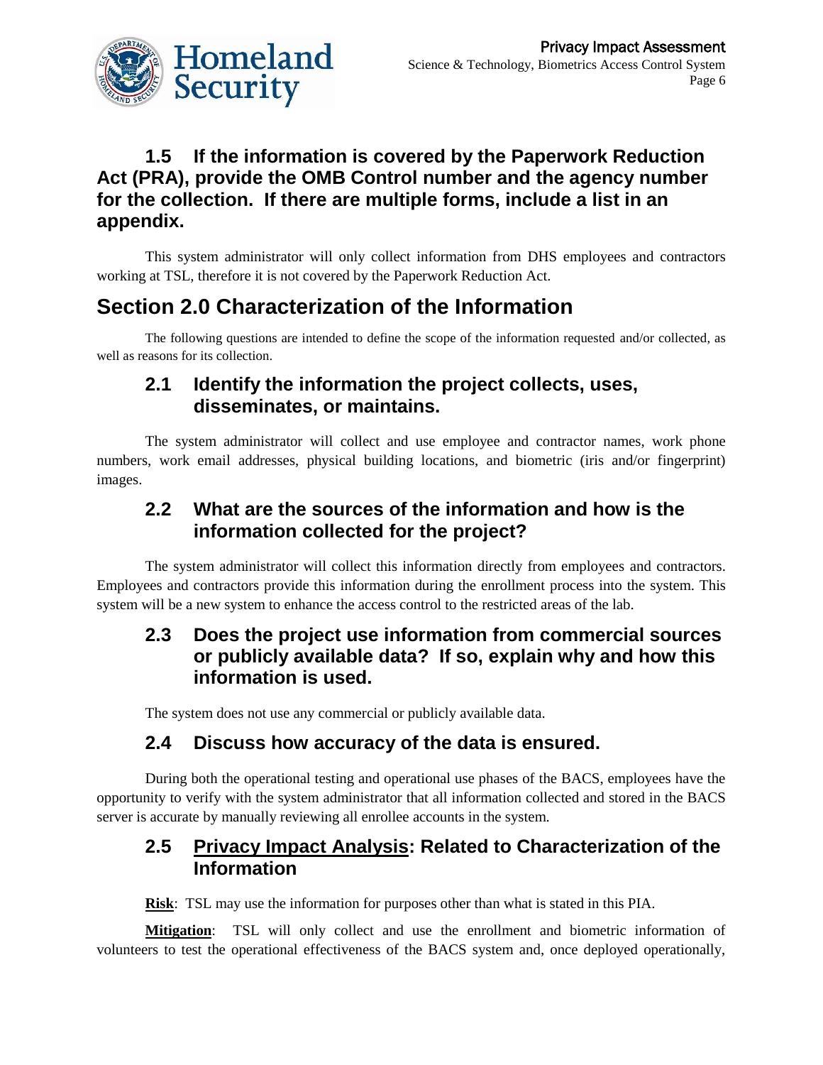### 1.5 If the information is covered by the Paperwork Reduction Act (PRA), provide the OMB Control number and the agency number for the collection. If there are multiple forms, include a list in an appendix.

This system administrator will only collect information from DHS employees and contractors working at TSL, therefore it is not covered by the Paperwork Reduction Act.

## Section 2.0 Characterization of the Information

The following questions are intended to define the scope of the information requested and/or collected, as well as reasons for its collection.

### 2.1 Identify the information the project collects, uses, disseminates, or maintains.

The system administrator will collect and use employee and contractor names, work phone numbers, work email addresses, physical building locations, and biometric (iris and/or fingerprint) images.

### 2.2 What are the sources of the information and how is the information collected for the project?

The system administrator will collect this information directly from employees and contractors. Employees and contractors provide this information during the enrollment process into the system. This system will be a new system to enhance the access control to the restricted areas of the lab.

### 2.3 Does the project use information from commercial sources or publicly available data? If so, explain why and how this information is used.

The system does not use any commercial or publicly available data.

### 2.4 Discuss how accuracy of the data is ensured.

During both the operational testing and operational use phases of the BACS, employees have the opportunity to verify with the system administrator that all information collected and stored in the BACS server is accurate by manually reviewing all enrollee accounts in the system.

### 2.5 Privacy Impact Analysis: Related to Characterization of the Information

**Risk**: TSL may use the information for purposes other than what is stated in this PIA.

**Mitigation**: TSL will only collect and use the enrollment and biometric information of volunteers to test the operational effectiveness of the BACS system and, once deployed operationally,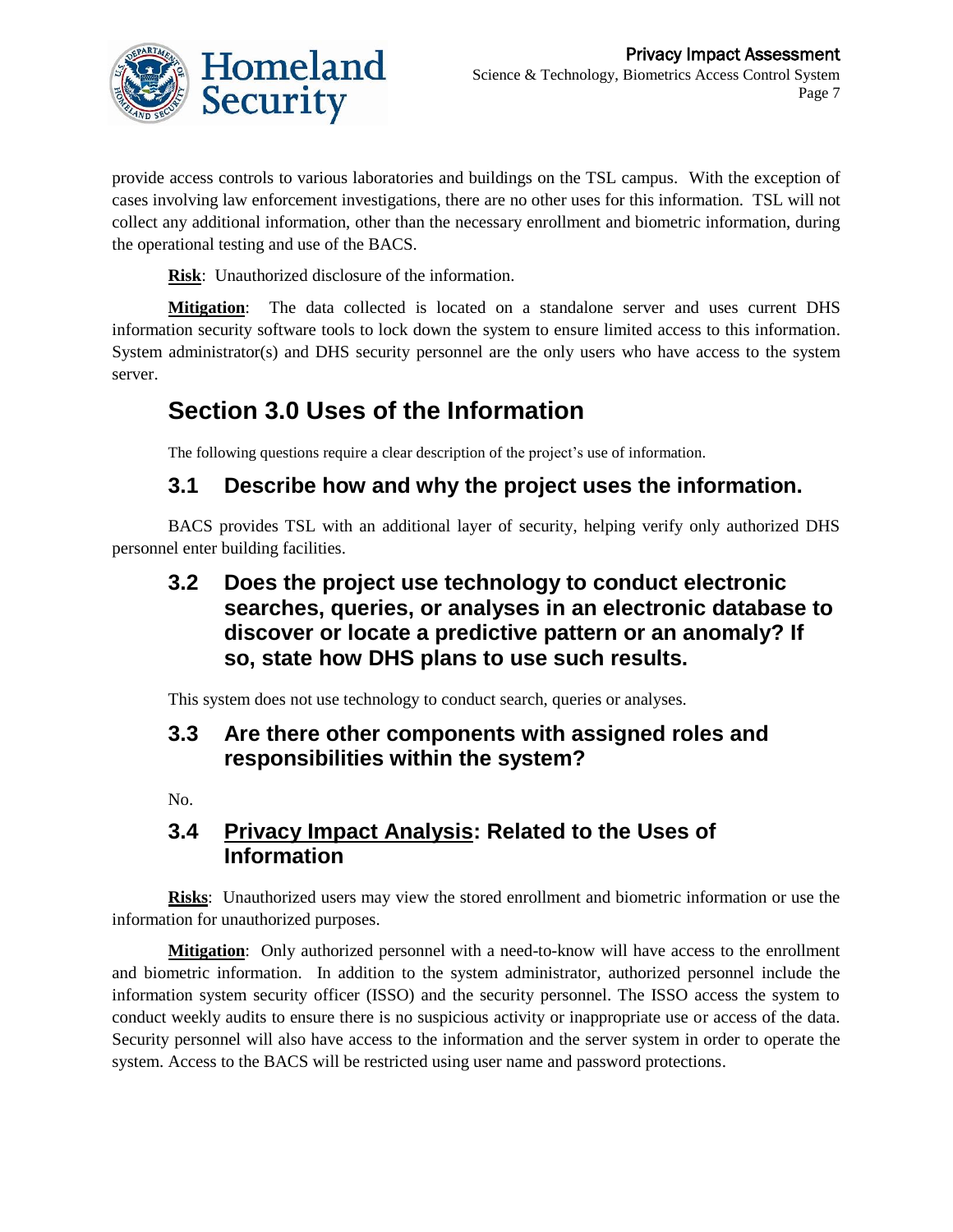provide access controls to various laboratories and buildings on the TSL campus. With the exception of cases involving law enforcement investigations, there are no other uses for this information. TSL will not collect any additional information, other than the necessary enrollment and biometric information, during the operational testing and use of the BACS.

**Risk**: Unauthorized disclosure of the information.

**Mitigation**: The data collected is located on a standalone server and uses current DHS information security software tools to lock down the system to ensure limited access to this information. System administrator(s) and DHS security personnel are the only users who have access to the system server.

# Section 3.0 Uses of the Information

The following questions require a clear description of the project's use of information.

## 3.1 Describe how and why the project uses the information.

BACS provides TSL with an additional layer of security, helping verify only authorized DHS personnel enter building facilities.

## 3.2 Does the project use technology to conduct electronic searches, queries, or analyses in an electronic database to discover or locate a predictive pattern or an anomaly? If so, state how DHS plans to use such results.

This system does not use technology to conduct search, queries or analyses.

## 3.3 Are there other components with assigned roles and responsibilities within the system?

No.

## 3.4 Privacy Impact Analysis: Related to the Uses of Information

**Risks**: Unauthorized users may view the stored enrollment and biometric information or use the information for unauthorized purposes.

**Mitigation**: Only authorized personnel with a need-to-know will have access to the enrollment and biometric information. In addition to the system administrator, authorized personnel include the information system security officer (ISSO) and the security personnel. The ISSO access the system to conduct weekly audits to ensure there is no suspicious activity or inappropriate use or access of the data. Security personnel will also have access to the information and the server system in order to operate the system. Access to the BACS will be restricted using user name and password protections.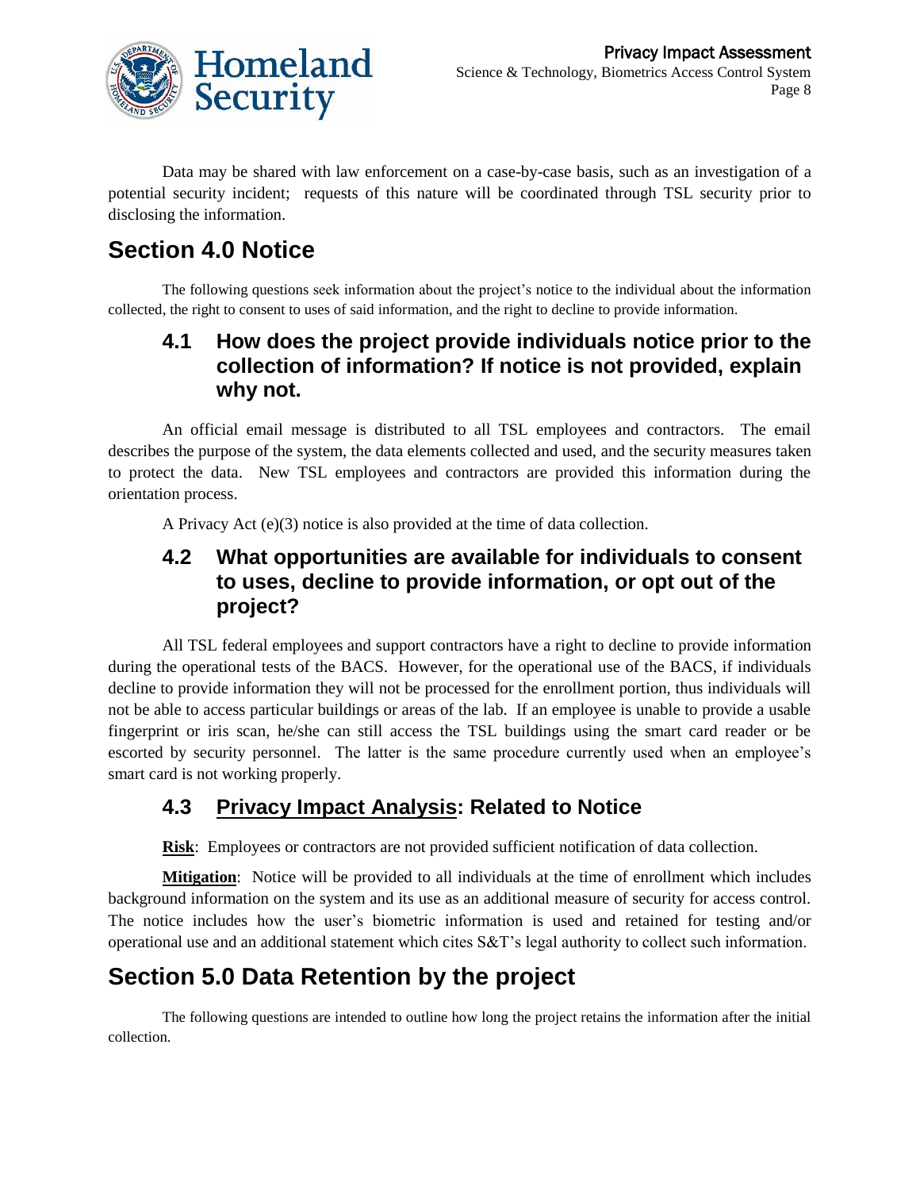Data may be shared with law enforcement on a case-by-case basis, such as an investigation of a potential security incident; requests of this nature will be coordinated through TSL security prior to disclosing the information.

# Section 4.0 Notice

The following questions seek information about the project's notice to the individual about the information collected, the right to consent to uses of said information, and the right to decline to provide information.

## 4.1 How does the project provide individuals notice prior to the collection of information? If notice is not provided, explain why not.

An official email message is distributed to all TSL employees and contractors. The email describes the purpose of the system, the data elements collected and used, and the security measures taken to protect the data. New TSL employees and contractors are provided this information during the orientation process.

A Privacy Act (e)(3) notice is also provided at the time of data collection.

## 4.2 What opportunities are available for individuals to consent to uses, decline to provide information, or opt out of the project?

All TSL federal employees and support contractors have a right to decline to provide information during the operational tests of the BACS. However, for the operational use of the BACS, if individuals decline to provide information they will not be processed for the enrollment portion, thus individuals will not be able to access particular buildings or areas of the lab. If an employee is unable to provide a usable fingerprint or iris scan, he/she can still access the TSL buildings using the smart card reader or be escorted by security personnel. The latter is the same procedure currently used when an employee's smart card is not working properly.

## 4.3 Privacy Impact Analysis: Related to Notice

**Risk**: Employees or contractors are not provided sufficient notification of data collection.

**Mitigation**: Notice will be provided to all individuals at the time of enrollment which includes background information on the system and its use as an additional measure of security for access control. The notice includes how the user's biometric information is used and retained for testing and/or operational use and an additional statement which cites S&T's legal authority to collect such information.

# Section 5.0 Data Retention by the project

The following questions are intended to outline how long the project retains the information after the initial collection.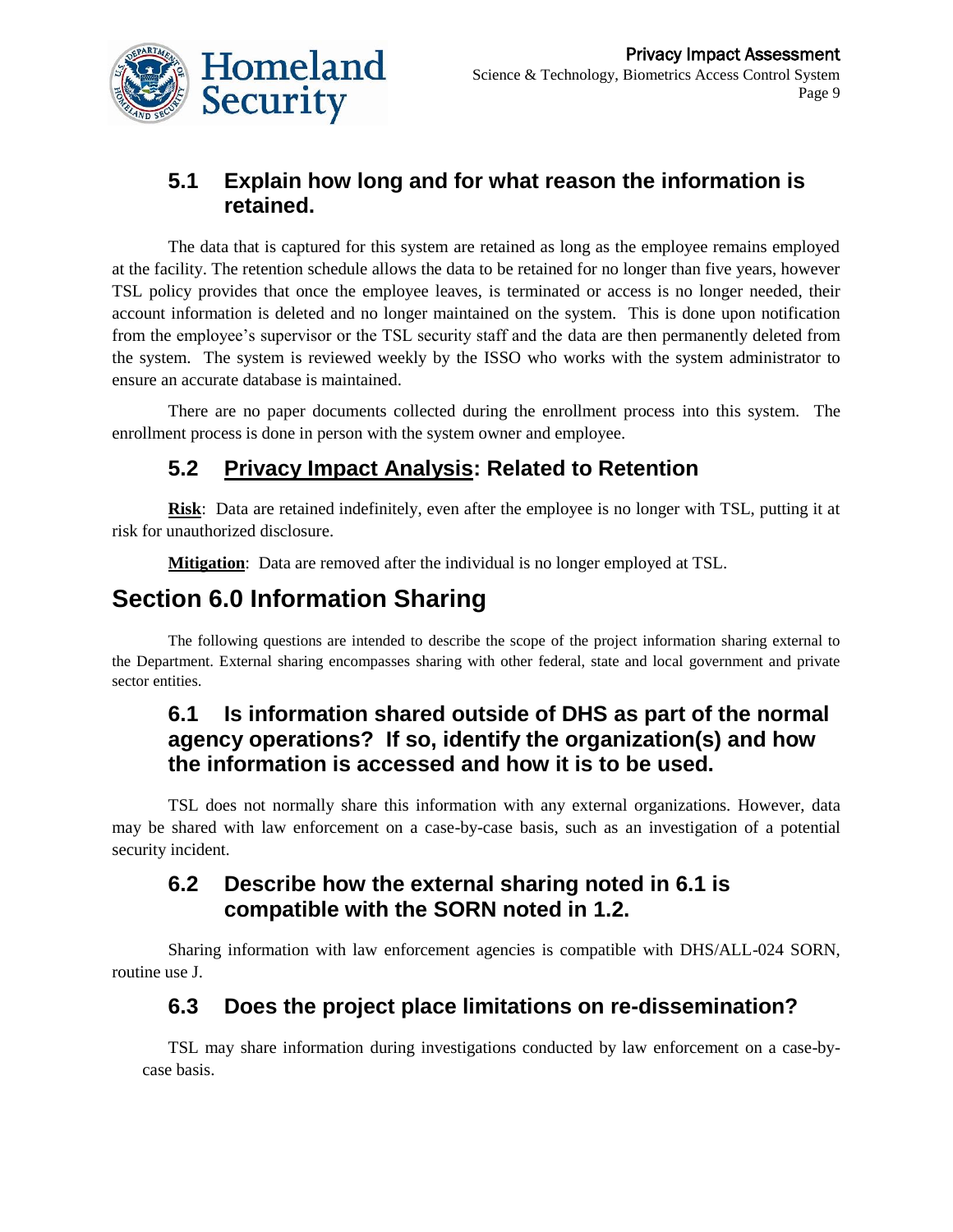### 5.1 Explain how long and for what reason the information is retained.

The data that is captured for this system are retained as long as the employee remains employed at the facility. The retention schedule allows the data to be retained for no longer than five years, however TSL policy provides that once the employee leaves, is terminated or access is no longer needed, their account information is deleted and no longer maintained on the system. This is done upon notification from the employee's supervisor or the TSL security staff and the data are then permanently deleted from the system. The system is reviewed weekly by the ISSO who works with the system administrator to ensure an accurate database is maintained.

There are no paper documents collected during the enrollment process into this system. The enrollment process is done in person with the system owner and employee.

### 5.2 Privacy Impact Analysis: Related to Retention

**Risk**: Data are retained indefinitely, even after the employee is no longer with TSL, putting it at risk for unauthorized disclosure.

**Mitigation**: Data are removed after the individual is no longer employed at TSL.

## Section 6.0 Information Sharing

The following questions are intended to describe the scope of the project information sharing external to the Department. External sharing encompasses sharing with other federal, state and local government and private sector entities.

### 6.1 Is information shared outside of DHS as part of the normal agency operations? If so, identify the organization(s) and how the information is accessed and how it is to be used.

TSL does not normally share this information with any external organizations. However, data may be shared with law enforcement on a case-by-case basis, such as an investigation of a potential security incident.

### 6.2 Describe how the external sharing noted in 6.1 is compatible with the SORN noted in 1.2.

Sharing information with law enforcement agencies is compatible with DHS/ALL-024 SORN, routine use J.

### 6.3 Does the project place limitations on re-dissemination?

TSL may share information during investigations conducted by law enforcement on a case-by-case basis.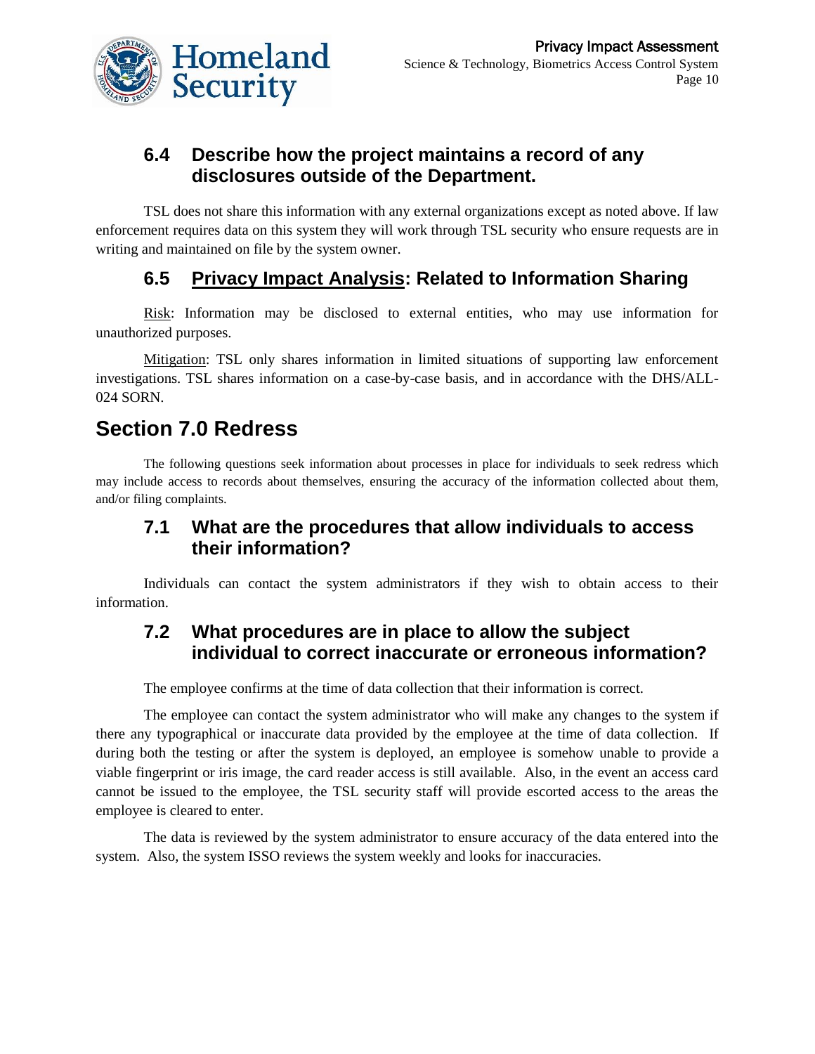### 6.4 Describe how the project maintains a record of any disclosures outside of the Department.

TSL does not share this information with any external organizations except as noted above. If law enforcement requires data on this system they will work through TSL security who ensure requests are in writing and maintained on file by the system owner.

### 6.5 Privacy Impact Analysis: Related to Information Sharing

Risk: Information may be disclosed to external entities, who may use information for unauthorized purposes.

Mitigation: TSL only shares information in limited situations of supporting law enforcement investigations. TSL shares information on a case-by-case basis, and in accordance with the DHS/ALL-024 SORN.

## Section 7.0 Redress

The following questions seek information about processes in place for individuals to seek redress which may include access to records about themselves, ensuring the accuracy of the information collected about them, and/or filing complaints.

### 7.1 What are the procedures that allow individuals to access their information?

Individuals can contact the system administrators if they wish to obtain access to their information.

### 7.2 What procedures are in place to allow the subject individual to correct inaccurate or erroneous information?

The employee confirms at the time of data collection that their information is correct.

The employee can contact the system administrator who will make any changes to the system if there any typographical or inaccurate data provided by the employee at the time of data collection. If during both the testing or after the system is deployed, an employee is somehow unable to provide a viable fingerprint or iris image, the card reader access is still available. Also, in the event an access card cannot be issued to the employee, the TSL security staff will provide escorted access to the areas the employee is cleared to enter.

The data is reviewed by the system administrator to ensure accuracy of the data entered into the system. Also, the system ISSO reviews the system weekly and looks for inaccuracies.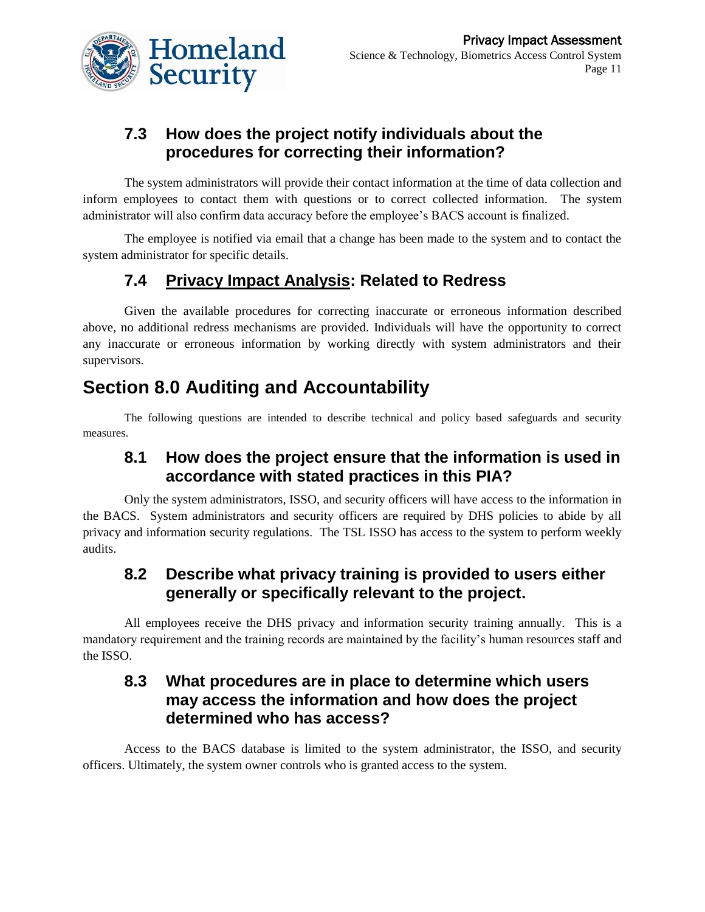### 7.3 How does the project notify individuals about the procedures for correcting their information?

The system administrators will provide their contact information at the time of data collection and inform employees to contact them with questions or to correct collected information. The system administrator will also confirm data accuracy before the employee's BACS account is finalized.

The employee is notified via email that a change has been made to the system and to contact the system administrator for specific details.

### 7.4 Privacy Impact Analysis: Related to Redress

Given the available procedures for correcting inaccurate or erroneous information described above, no additional redress mechanisms are provided. Individuals will have the opportunity to correct any inaccurate or erroneous information by working directly with system administrators and their supervisors.

## Section 8.0 Auditing and Accountability

The following questions are intended to describe technical and policy based safeguards and security measures.

### 8.1 How does the project ensure that the information is used in accordance with stated practices in this PIA?

Only the system administrators, ISSO, and security officers will have access to the information in the BACS. System administrators and security officers are required by DHS policies to abide by all privacy and information security regulations. The TSL ISSO has access to the system to perform weekly audits.

### 8.2 Describe what privacy training is provided to users either generally or specifically relevant to the project.

All employees receive the DHS privacy and information security training annually. This is a mandatory requirement and the training records are maintained by the facility's human resources staff and the ISSO.

### 8.3 What procedures are in place to determine which users may access the information and how does the project determined who has access?

Access to the BACS database is limited to the system administrator, the ISSO, and security officers. Ultimately, the system owner controls who is granted access to the system.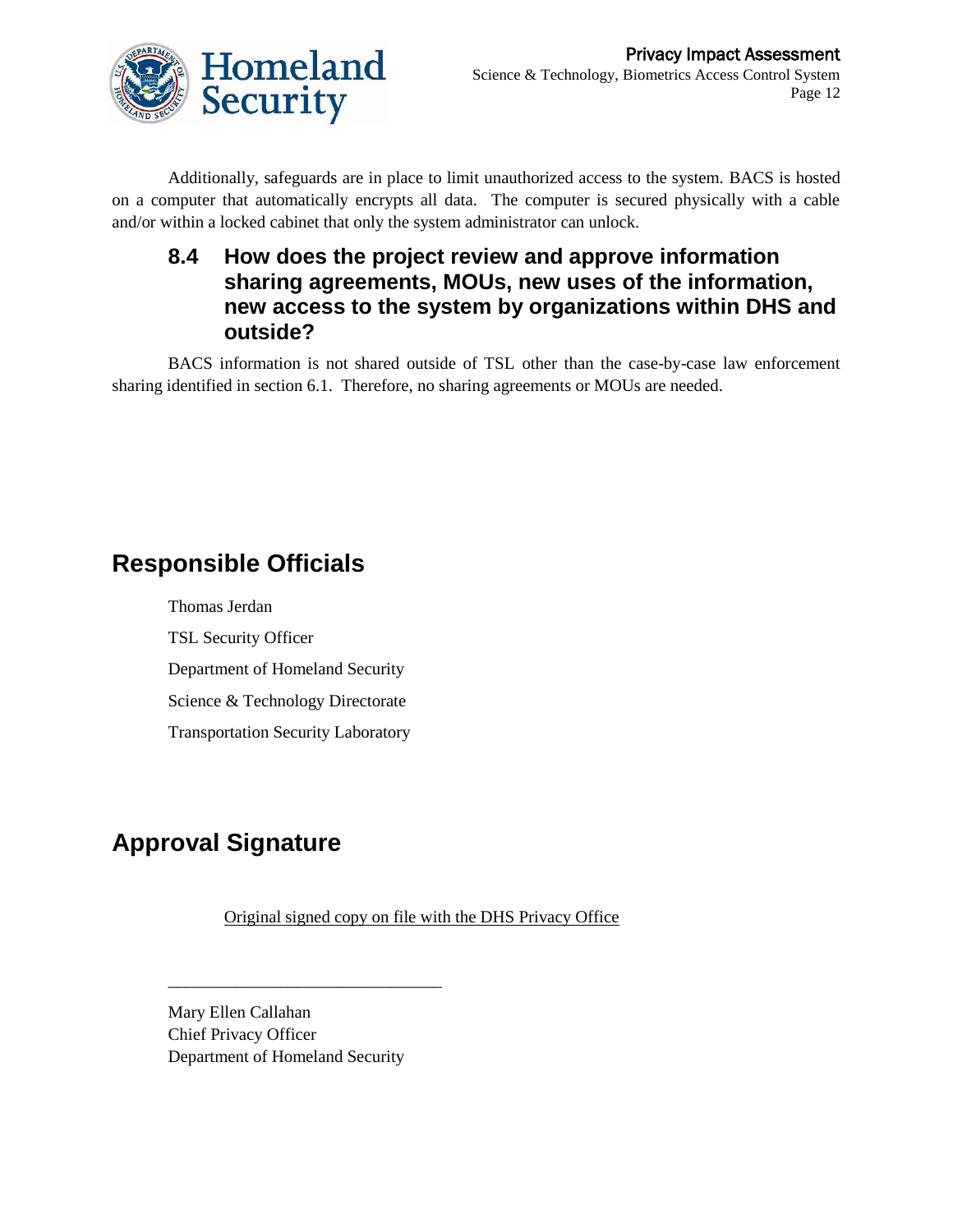Additionally, safeguards are in place to limit unauthorized access to the system. BACS is hosted on a computer that automatically encrypts all data. The computer is secured physically with a cable and/or within a locked cabinet that only the system administrator can unlock.

### 8.4 How does the project review and approve information sharing agreements, MOUs, new uses of the information, new access to the system by organizations within DHS and outside?

BACS information is not shared outside of TSL other than the case-by-case law enforcement sharing identified in section 6.1. Therefore, no sharing agreements or MOUs are needed.

## Responsible Officials

Thomas Jerdan

TSL Security Officer

Department of Homeland Security

Science & Technology Directorate

Transportation Security Laboratory

## Approval Signature

Original signed copy on file with the DHS Privacy Office

________________________________

Mary Ellen Callahan
Chief Privacy Officer
Department of Homeland Security